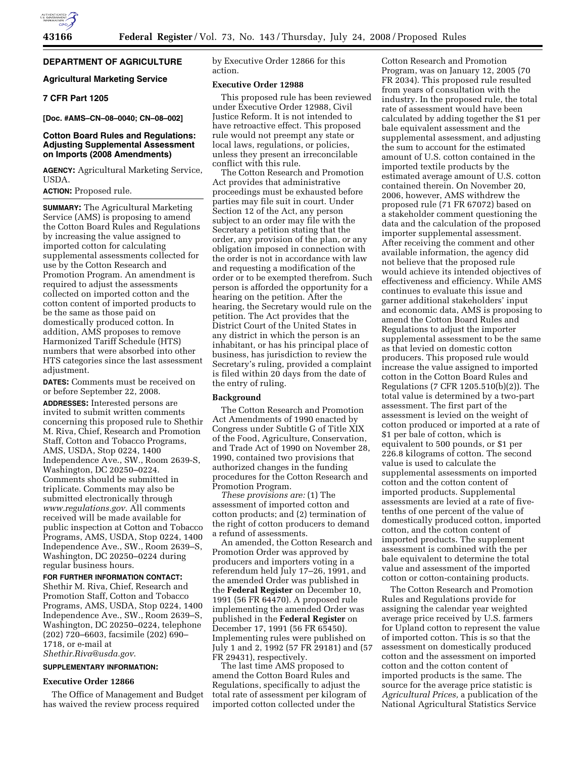**DEPARTMENT OF AGRICULTURE**

**Agricultural Marketing Service**

**7 CFR Part 1205**

**[Doc. #AMS–CN–08–0040; CN–08–002]**

## Cotton Board Rules and Regulations: Adjusting Supplemental Assessment on Imports (2008 Amendments)

**AGENCY:** Agricultural Marketing Service, USDA.

**ACTION:** Proposed rule.

**SUMMARY:** The Agricultural Marketing Service (AMS) is proposing to amend the Cotton Board Rules and Regulations by increasing the value assigned to imported cotton for calculating supplemental assessments collected for use by the Cotton Research and Promotion Program. An amendment is required to adjust the assessments collected on imported cotton and the cotton content of imported products to be the same as those paid on domestically produced cotton. In addition, AMS proposes to remove Harmonized Tariff Schedule (HTS) numbers that were absorbed into other HTS categories since the last assessment adjustment.

**DATES:** Comments must be received on or before September 22, 2008.

**ADDRESSES:** Interested persons are invited to submit written comments concerning this proposed rule to Shethir M. Riva, Chief, Research and Promotion Staff, Cotton and Tobacco Programs, AMS, USDA, Stop 0224, 1400 Independence Ave., SW., Room 2639-S, Washington, DC 20250–0224. Comments should be submitted in triplicate. Comments may also be submitted electronically through *www.regulations.gov*. All comments received will be made available for public inspection at Cotton and Tobacco Programs, AMS, USDA, Stop 0224, 1400 Independence Ave., SW., Room 2639–S, Washington, DC 20250–0224 during regular business hours.

**FOR FURTHER INFORMATION CONTACT:** Shethir M. Riva, Chief, Research and Promotion Staff, Cotton and Tobacco Programs, AMS, USDA, Stop 0224, 1400 Independence Ave., SW., Room 2639–S, Washington, DC 20250–0224, telephone (202) 720–6603, facsimile (202) 690–1718, or e-mail at *Shethir.Riva@usda.gov*.

**SUPPLEMENTARY INFORMATION:**

### Executive Order 12866

The Office of Management and Budget has waived the review process required by Executive Order 12866 for this action.

### Executive Order 12988

This proposed rule has been reviewed under Executive Order 12988, Civil Justice Reform. It is not intended to have retroactive effect. This proposed rule would not preempt any state or local laws, regulations, or policies, unless they present an irreconcilable conflict with this rule.

The Cotton Research and Promotion Act provides that administrative proceedings must be exhausted before parties may file suit in court. Under Section 12 of the Act, any person subject to an order may file with the Secretary a petition stating that the order, any provision of the plan, or any obligation imposed in connection with the order is not in accordance with law and requesting a modification of the order or to be exempted therefrom. Such person is afforded the opportunity for a hearing on the petition. After the hearing, the Secretary would rule on the petition. The Act provides that the District Court of the United States in any district in which the person is an inhabitant, or has his principal place of business, has jurisdiction to review the Secretary's ruling, provided a complaint is filed within 20 days from the date of the entry of ruling.

### Background

The Cotton Research and Promotion Act Amendments of 1990 enacted by Congress under Subtitle G of Title XIX of the Food, Agriculture, Conservation, and Trade Act of 1990 on November 28, 1990, contained two provisions that authorized changes in the funding procedures for the Cotton Research and Promotion Program.

*These provisions are:* (1) The assessment of imported cotton and cotton products; and (2) termination of the right of cotton producers to demand a refund of assessments.

An amended, the Cotton Research and Promotion Order was approved by producers and importers voting in a referendum held July 17–26, 1991, and the amended Order was published in the **Federal Register** on December 10, 1991 (56 FR 64470). A proposed rule implementing the amended Order was published in the **Federal Register** on December 17, 1991 (56 FR 65450). Implementing rules were published on July 1 and 2, 1992 (57 FR 29181) and (57 FR 29431), respectively.

The last time AMS proposed to amend the Cotton Board Rules and Regulations, specifically to adjust the total rate of assessment per kilogram of imported cotton collected under the Cotton Research and Promotion Program, was on January 12, 2005 (70 FR 2034). This proposed rule resulted from years of consultation with the industry. In the proposed rule, the total rate of assessment would have been calculated by adding together the $1 per bale equivalent assessment and the supplemental assessment, and adjusting the sum to account for the estimated amount of U.S. cotton contained in the imported textile products by the estimated average amount of U.S. cotton contained therein. On November 20, 2006, however, AMS withdrew the proposed rule (71 FR 67072) based on a stakeholder comment questioning the data and the calculation of the proposed importer supplemental assessment. After receiving the comment and other available information, the agency did not believe that the proposed rule would achieve its intended objectives of effectiveness and efficiency. While AMS continues to evaluate this issue and garner additional stakeholders' input and economic data, AMS is proposing to amend the Cotton Board Rules and Regulations to adjust the importer supplemental assessment to be the same as that levied on domestic cotton producers. This proposed rule would increase the value assigned to imported cotton in the Cotton Board Rules and Regulations (7 CFR 1205.510(b)(2)). The total value is determined by a two-part assessment. The first part of the assessment is levied on the weight of cotton produced or imported at a rate of $1 per bale of cotton, which is equivalent to 500 pounds, or $1 per 226.8 kilograms of cotton. The second value is used to calculate the supplemental assessments on imported cotton and the cotton content of imported products. Supplemental assessments are levied at a rate of five-tenths of one percent of the value of domestically produced cotton, imported cotton, and the cotton content of imported products. The supplement assessment is combined with the per bale equivalent to determine the total value and assessment of the imported cotton or cotton-containing products.

The Cotton Research and Promotion Rules and Regulations provide for assigning the calendar year weighted average price received by U.S. farmers for Upland cotton to represent the value of imported cotton. This is so that the assessment on domestically produced cotton and the assessment on imported cotton and the cotton content of imported products is the same. The source for the average price statistic is *Agricultural Prices,* a publication of the National Agricultural Statistics Service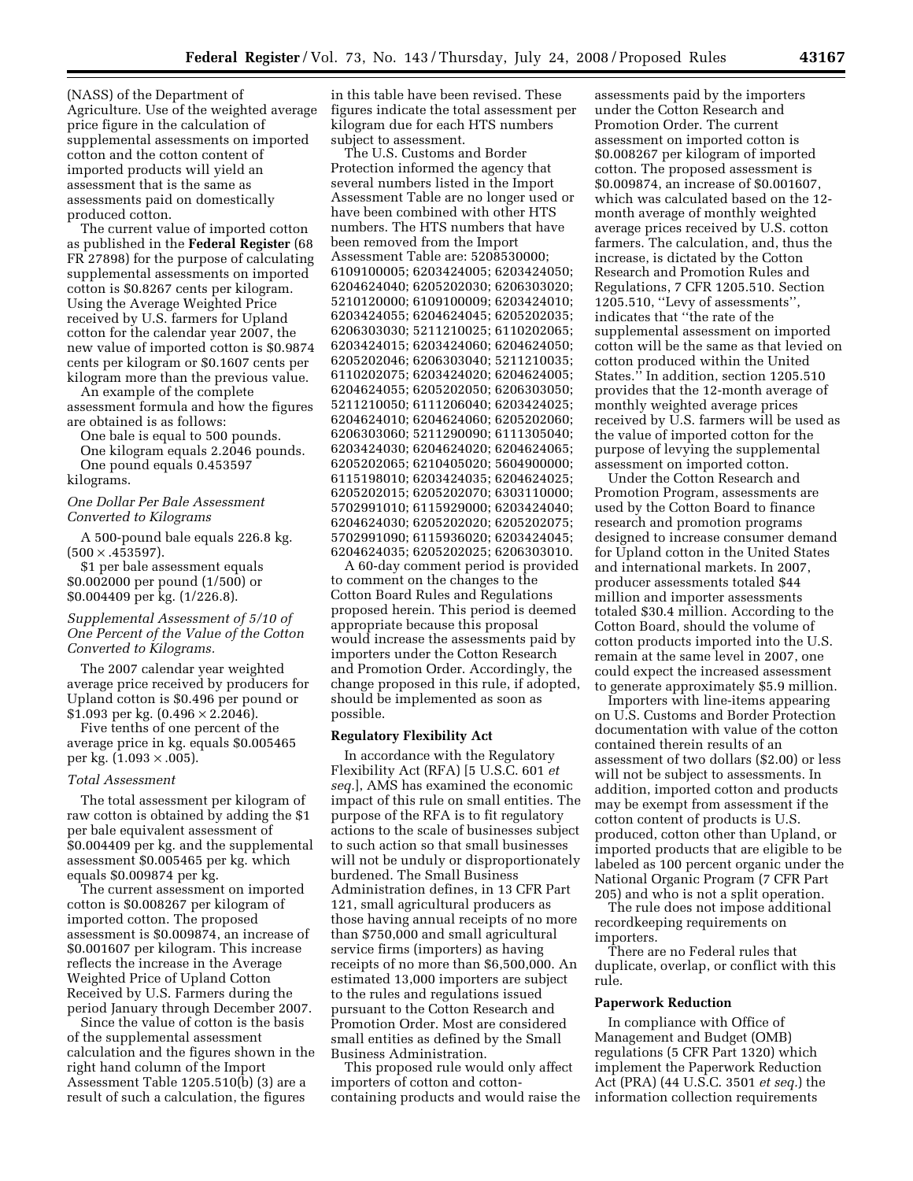(NASS) of the Department of Agriculture. Use of the weighted average price figure in the calculation of supplemental assessments on imported cotton and the cotton content of imported products will yield an assessment that is the same as assessments paid on domestically produced cotton.

The current value of imported cotton as published in the **Federal Register** (68 FR 27898) for the purpose of calculating supplemental assessments on imported cotton is $0.8267 cents per kilogram. Using the Average Weighted Price received by U.S. farmers for Upland cotton for the calendar year 2007, the new value of imported cotton is $0.9874 cents per kilogram or $0.1607 cents per kilogram more than the previous value.

An example of the complete assessment formula and how the figures are obtained is as follows:

One bale is equal to 500 pounds.

One kilogram equals 2.2046 pounds.

One pound equals 0.453597 kilograms.

*One Dollar Per Bale Assessment Converted to Kilograms*

A 500-pound bale equals 226.8 kg. (500 × .453597).

$1 per bale assessment equals $0.002000 per pound (1/500) or $0.004409 per kg. (1/226.8).

*Supplemental Assessment of 5/10 of One Percent of the Value of the Cotton Converted to Kilograms.*

The 2007 calendar year weighted average price received by producers for Upland cotton is $0.496 per pound or $1.093 per kg. (0.496 × 2.2046).

Five tenths of one percent of the average price in kg. equals $0.005465 per kg. (1.093 × .005).

*Total Assessment*

The total assessment per kilogram of raw cotton is obtained by adding the $1 per bale equivalent assessment of $0.004409 per kg. and the supplemental assessment $0.005465 per kg. which equals $0.009874 per kg.

The current assessment on imported cotton is $0.008267 per kilogram of imported cotton. The proposed assessment is $0.009874, an increase of $0.001607 per kilogram. This increase reflects the increase in the Average Weighted Price of Upland Cotton Received by U.S. Farmers during the period January through December 2007.

Since the value of cotton is the basis of the supplemental assessment calculation and the figures shown in the right hand column of the Import Assessment Table 1205.510(b) (3) are a result of such a calculation, the figures in this table have been revised. These figures indicate the total assessment per kilogram due for each HTS numbers subject to assessment.

The U.S. Customs and Border Protection informed the agency that several numbers listed in the Import Assessment Table are no longer used or have been combined with other HTS numbers. The HTS numbers that have been removed from the Import Assessment Table are: 5208530000; 6109100005; 6203424005; 6203424050; 6204624040; 6205202030; 6206303020; 5210120000; 6109100009; 6203424010; 6203424055; 6204624045; 6205202035; 6206303030; 5211210025; 6110202065; 6203424015; 6203424060; 6204624050; 6205202046; 6206303040; 5211210035; 6110202075; 6203424020; 6204624005; 6204624055; 6205202050; 6206303050; 5211210050; 6111206040; 6203424025; 6204624010; 6204624060; 6205202060; 6206303060; 5211290090; 6111305040; 6203424030; 6204624020; 6204624065; 6205202065; 6210405020; 5604900000; 6115198010; 6203424035; 6204624025; 6205202015; 6205202070; 6303110000; 5702991010; 6115929000; 6203424040; 6204624030; 6205202020; 6205202075; 5702991090; 6115936020; 6203424045; 6204624035; 6205202025; 6206303010.

A 60-day comment period is provided to comment on the changes to the Cotton Board Rules and Regulations proposed herein. This period is deemed appropriate because this proposal would increase the assessments paid by importers under the Cotton Research and Promotion Order. Accordingly, the change proposed in this rule, if adopted, should be implemented as soon as possible.

## Regulatory Flexibility Act

In accordance with the Regulatory Flexibility Act (RFA) [5 U.S.C. 601 *et seq.*], AMS has examined the economic impact of this rule on small entities. The purpose of the RFA is to fit regulatory actions to the scale of businesses subject to such action so that small businesses will not be unduly or disproportionately burdened. The Small Business Administration defines, in 13 CFR Part 121, small agricultural producers as those having annual receipts of no more than $750,000 and small agricultural service firms (importers) as having receipts of no more than $6,500,000. An estimated 13,000 importers are subject to the rules and regulations issued pursuant to the Cotton Research and Promotion Order. Most are considered small entities as defined by the Small Business Administration.

This proposed rule would only affect importers of cotton and cotton-containing products and would raise the assessments paid by the importers under the Cotton Research and Promotion Order. The current assessment on imported cotton is $0.008267 per kilogram of imported cotton. The proposed assessment is $0.009874, an increase of $0.001607, which was calculated based on the 12-month average of monthly weighted average prices received by U.S. cotton farmers. The calculation, and, thus the increase, is dictated by the Cotton Research and Promotion Rules and Regulations, 7 CFR 1205.510. Section 1205.510, "Levy of assessments", indicates that "the rate of the supplemental assessment on imported cotton will be the same as that levied on cotton produced within the United States." In addition, section 1205.510 provides that the 12-month average of monthly weighted average prices received by U.S. farmers will be used as the value of imported cotton for the purpose of levying the supplemental assessment on imported cotton.

Under the Cotton Research and Promotion Program, assessments are used by the Cotton Board to finance research and promotion programs designed to increase consumer demand for Upland cotton in the United States and international markets. In 2007, producer assessments totaled $44 million and importer assessments totaled $30.4 million. According to the Cotton Board, should the volume of cotton products imported into the U.S. remain at the same level in 2007, one could expect the increased assessment to generate approximately $5.9 million.

Importers with line-items appearing on U.S. Customs and Border Protection documentation with value of the cotton contained therein results of an assessment of two dollars ($2.00) or less will not be subject to assessments. In addition, imported cotton and products may be exempt from assessment if the cotton content of products is U.S. produced, cotton other than Upland, or imported products that are eligible to be labeled as 100 percent organic under the National Organic Program (7 CFR Part 205) and who is not a split operation.

The rule does not impose additional recordkeeping requirements on importers.

There are no Federal rules that duplicate, overlap, or conflict with this rule.

## Paperwork Reduction

In compliance with Office of Management and Budget (OMB) regulations (5 CFR Part 1320) which implement the Paperwork Reduction Act (PRA) (44 U.S.C. 3501 *et seq.*) the information collection requirements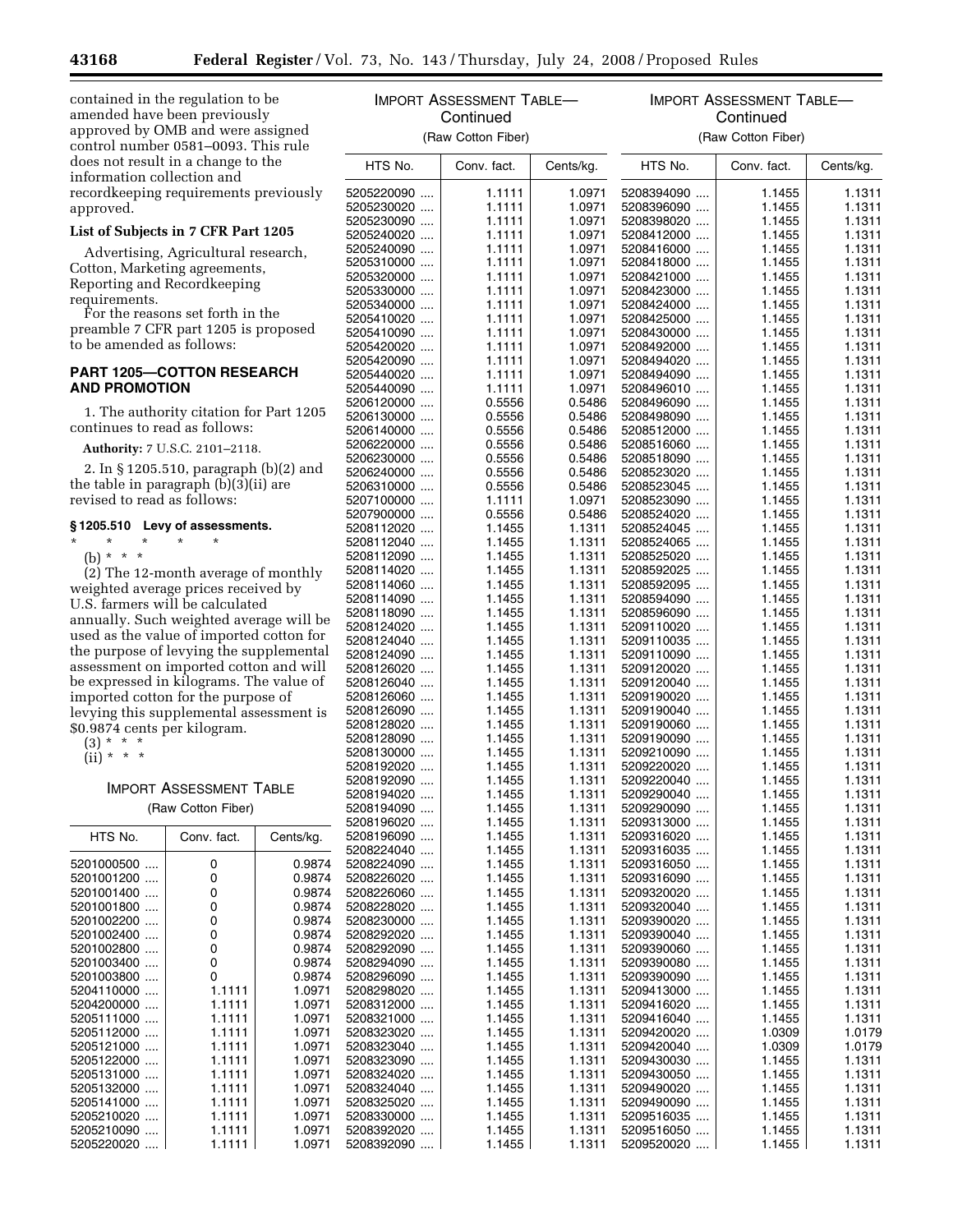contained in the regulation to be amended have been previously approved by OMB and were assigned control number 0581–0093. This rule does not result in a change to the information collection and recordkeeping requirements previously approved.

**List of Subjects in 7 CFR Part 1205**

Advertising, Agricultural research, Cotton, Marketing agreements, Reporting and Recordkeeping requirements.

For the reasons set forth in the preamble 7 CFR part 1205 is proposed to be amended as follows:

## PART 1205—COTTON RESEARCH AND PROMOTION

1. The authority citation for Part 1205 continues to read as follows:

**Authority:** 7 U.S.C. 2101–2118.

2. In § 1205.510, paragraph (b)(2) and the table in paragraph (b)(3)(ii) are revised to read as follows:

### § 1205.510 Levy of assessments.

\* \* \* \* \*

(b) \* \* \*

(2) The 12-month average of monthly weighted average prices received by U.S. farmers will be calculated annually. Such weighted average will be used as the value of imported cotton for the purpose of levying the supplemental assessment on imported cotton and will be expressed in kilograms. The value of imported cotton for the purpose of levying this supplemental assessment is $0.9874 cents per kilogram.

(3) \* \* \*

(ii) \* \* \*

IMPORT ASSESSMENT TABLE

(Raw Cotton Fiber)

| HTS No. | Conv. fact. | Cents/kg. |
|---|---|---|
| 5201000500 .... | 0 | 0.9874 |
| 5201001200 .... | 0 | 0.9874 |
| 5201001400 .... | 0 | 0.9874 |
| 5201001800 .... | 0 | 0.9874 |
| 5201002200 .... | 0 | 0.9874 |
| 5201002400 .... | 0 | 0.9874 |
| 5201002800 .... | 0 | 0.9874 |
| 5201003400 .... | 0 | 0.9874 |
| 5201003800 .... | 0 | 0.9874 |
| 5204110000 .... | 1.1111 | 1.0971 |
| 5204200000 .... | 1.1111 | 1.0971 |
| 5205111000 .... | 1.1111 | 1.0971 |
| 5205112000 .... | 1.1111 | 1.0971 |
| 5205121000 .... | 1.1111 | 1.0971 |
| 5205122000 .... | 1.1111 | 1.0971 |
| 5205131000 .... | 1.1111 | 1.0971 |
| 5205132000 .... | 1.1111 | 1.0971 |
| 5205141000 .... | 1.1111 | 1.0971 |
| 5205210020 .... | 1.1111 | 1.0971 |
| 5205210090 .... | 1.1111 | 1.0971 |
| 5205220020 .... | 1.1111 | 1.0971 |
| 5205220090 .... | 1.1111 | 1.0971 |
| 5205230020 .... | 1.1111 | 1.0971 |
| 5205230090 .... | 1.1111 | 1.0971 |
| 5205240020 .... | 1.1111 | 1.0971 |
| 5205240090 .... | 1.1111 | 1.0971 |
| 5205310000 .... | 1.1111 | 1.0971 |
| 5205320000 .... | 1.1111 | 1.0971 |
| 5205330000 .... | 1.1111 | 1.0971 |
| 5205340000 .... | 1.1111 | 1.0971 |
| 5205410020 .... | 1.1111 | 1.0971 |
| 5205410090 .... | 1.1111 | 1.0971 |
| 5205420020 .... | 1.1111 | 1.0971 |
| 5205420090 .... | 1.1111 | 1.0971 |
| 5205440020 .... | 1.1111 | 1.0971 |
| 5205440090 .... | 1.1111 | 1.0971 |
| 5206120000 .... | 0.5556 | 0.5486 |
| 5206130000 .... | 0.5556 | 0.5486 |
| 5206140000 .... | 0.5556 | 0.5486 |
| 5206220000 .... | 0.5556 | 0.5486 |
| 5206230000 .... | 0.5556 | 0.5486 |
| 5206240000 .... | 0.5556 | 0.5486 |
| 5206310000 .... | 0.5556 | 0.5486 |
| 5207100000 .... | 1.1111 | 1.0971 |
| 5207900000 .... | 0.5556 | 0.5486 |
| 5208112020 .... | 1.1455 | 1.1311 |
| 5208112040 .... | 1.1455 | 1.1311 |
| 5208112090 .... | 1.1455 | 1.1311 |
| 5208114020 .... | 1.1455 | 1.1311 |
| 5208114060 .... | 1.1455 | 1.1311 |
| 5208114090 .... | 1.1455 | 1.1311 |
| 5208118090 .... | 1.1455 | 1.1311 |
| 5208124020 .... | 1.1455 | 1.1311 |
| 5208124040 .... | 1.1455 | 1.1311 |
| 5208124090 .... | 1.1455 | 1.1311 |
| 5208126020 .... | 1.1455 | 1.1311 |
| 5208126040 .... | 1.1455 | 1.1311 |
| 5208126060 .... | 1.1455 | 1.1311 |
| 5208126090 .... | 1.1455 | 1.1311 |
| 5208128020 .... | 1.1455 | 1.1311 |
| 5208128090 .... | 1.1455 | 1.1311 |
| 5208130000 .... | 1.1455 | 1.1311 |
| 5208192020 .... | 1.1455 | 1.1311 |
| 5208192090 .... | 1.1455 | 1.1311 |
| 5208194020 .... | 1.1455 | 1.1311 |
| 5208194090 .... | 1.1455 | 1.1311 |
| 5208196020 .... | 1.1455 | 1.1311 |
| 5208196090 .... | 1.1455 | 1.1311 |
| 5208224040 .... | 1.1455 | 1.1311 |
| 5208224090 .... | 1.1455 | 1.1311 |
| 5208226020 .... | 1.1455 | 1.1311 |
| 5208226060 .... | 1.1455 | 1.1311 |
| 5208228020 .... | 1.1455 | 1.1311 |
| 5208230000 .... | 1.1455 | 1.1311 |
| 5208292020 .... | 1.1455 | 1.1311 |
| 5208292090 .... | 1.1455 | 1.1311 |
| 5208294090 .... | 1.1455 | 1.1311 |
| 5208296090 .... | 1.1455 | 1.1311 |
| 5208298020 .... | 1.1455 | 1.1311 |
| 5208312000 .... | 1.1455 | 1.1311 |
| 5208321000 .... | 1.1455 | 1.1311 |
| 5208323020 .... | 1.1455 | 1.1311 |
| 5208323040 .... | 1.1455 | 1.1311 |
| 5208323090 .... | 1.1455 | 1.1311 |
| 5208324020 .... | 1.1455 | 1.1311 |
| 5208324040 .... | 1.1455 | 1.1311 |
| 5208325020 .... | 1.1455 | 1.1311 |
| 5208330000 .... | 1.1455 | 1.1311 |
| 5208392020 .... | 1.1455 | 1.1311 |
| 5208392090 .... | 1.1455 | 1.1311 |
| 5208394090 .... | 1.1455 | 1.1311 |
| 5208396090 .... | 1.1455 | 1.1311 |
| 5208398020 .... | 1.1455 | 1.1311 |
| 5208412000 .... | 1.1455 | 1.1311 |
| 5208416000 .... | 1.1455 | 1.1311 |
| 5208418000 .... | 1.1455 | 1.1311 |
| 5208421000 .... | 1.1455 | 1.1311 |
| 5208423000 .... | 1.1455 | 1.1311 |
| 5208424000 .... | 1.1455 | 1.1311 |
| 5208425000 .... | 1.1455 | 1.1311 |
| 5208430000 .... | 1.1455 | 1.1311 |
| 5208492000 .... | 1.1455 | 1.1311 |
| 5208494020 .... | 1.1455 | 1.1311 |
| 5208494090 .... | 1.1455 | 1.1311 |
| 5208496010 .... | 1.1455 | 1.1311 |
| 5208496090 .... | 1.1455 | 1.1311 |
| 5208498090 .... | 1.1455 | 1.1311 |
| 5208512000 .... | 1.1455 | 1.1311 |
| 5208516060 .... | 1.1455 | 1.1311 |
| 5208518090 .... | 1.1455 | 1.1311 |
| 5208523020 .... | 1.1455 | 1.1311 |
| 5208523045 .... | 1.1455 | 1.1311 |
| 5208523090 .... | 1.1455 | 1.1311 |
| 5208524020 .... | 1.1455 | 1.1311 |
| 5208524045 .... | 1.1455 | 1.1311 |
| 5208524065 .... | 1.1455 | 1.1311 |
| 5208525020 .... | 1.1455 | 1.1311 |
| 5208592025 .... | 1.1455 | 1.1311 |
| 5208592095 .... | 1.1455 | 1.1311 |
| 5208594090 .... | 1.1455 | 1.1311 |
| 5208596090 .... | 1.1455 | 1.1311 |
| 5209110020 .... | 1.1455 | 1.1311 |
| 5209110035 .... | 1.1455 | 1.1311 |
| 5209110090 .... | 1.1455 | 1.1311 |
| 5209120020 .... | 1.1455 | 1.1311 |
| 5209120040 .... | 1.1455 | 1.1311 |
| 5209190020 .... | 1.1455 | 1.1311 |
| 5209190040 .... | 1.1455 | 1.1311 |
| 5209190060 .... | 1.1455 | 1.1311 |
| 5209190090 .... | 1.1455 | 1.1311 |
| 5209210090 .... | 1.1455 | 1.1311 |
| 5209220020 .... | 1.1455 | 1.1311 |
| 5209220040 .... | 1.1455 | 1.1311 |
| 5209290040 .... | 1.1455 | 1.1311 |
| 5209290090 .... | 1.1455 | 1.1311 |
| 5209313000 .... | 1.1455 | 1.1311 |
| 5209316020 .... | 1.1455 | 1.1311 |
| 5209316035 .... | 1.1455 | 1.1311 |
| 5209316050 .... | 1.1455 | 1.1311 |
| 5209316090 .... | 1.1455 | 1.1311 |
| 5209320020 .... | 1.1455 | 1.1311 |
| 5209320040 .... | 1.1455 | 1.1311 |
| 5209390020 .... | 1.1455 | 1.1311 |
| 5209390040 .... | 1.1455 | 1.1311 |
| 5209390060 .... | 1.1455 | 1.1311 |
| 5209390080 .... | 1.1455 | 1.1311 |
| 5209390090 .... | 1.1455 | 1.1311 |
| 5209413000 .... | 1.1455 | 1.1311 |
| 5209416020 .... | 1.1455 | 1.1311 |
| 5209416040 .... | 1.1455 | 1.1311 |
| 5209420020 .... | 1.0309 | 1.0179 |
| 5209420040 .... | 1.0309 | 1.0179 |
| 5209430030 .... | 1.1455 | 1.1311 |
| 5209430050 .... | 1.1455 | 1.1311 |
| 5209490020 .... | 1.1455 | 1.1311 |
| 5209490090 .... | 1.1455 | 1.1311 |
| 5209516035 .... | 1.1455 | 1.1311 |
| 5209516050 .... | 1.1455 | 1.1311 |
| 5209520020 .... | 1.1455 | 1.1311 |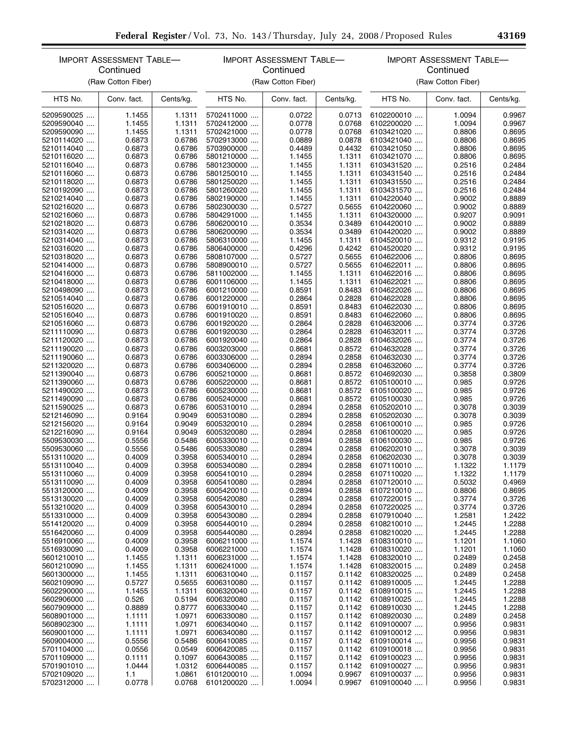IMPORT ASSESSMENT TABLE—Continued

(Raw Cotton Fiber)

| HTS No. | Conv. fact. | Cents/kg. |
|---|---|---|
| 5209590025 .... | 1.1455 | 1.1311 |
| 5209590040 .... | 1.1455 | 1.1311 |
| 5209590090 .... | 1.1455 | 1.1311 |
| 5210114020 .... | 0.6873 | 0.6786 |
| 5210114040 .... | 0.6873 | 0.6786 |
| 5210116020 .... | 0.6873 | 0.6786 |
| 5210116040 .... | 0.6873 | 0.6786 |
| 5210116060 .... | 0.6873 | 0.6786 |
| 5210118020 .... | 0.6873 | 0.6786 |
| 5210192090 .... | 0.6873 | 0.6786 |
| 5210214040 .... | 0.6873 | 0.6786 |
| 5210216020 .... | 0.6873 | 0.6786 |
| 5210216060 .... | 0.6873 | 0.6786 |
| 5210218020 .... | 0.6873 | 0.6786 |
| 5210314020 .... | 0.6873 | 0.6786 |
| 5210314040 .... | 0.6873 | 0.6786 |
| 5210316020 .... | 0.6873 | 0.6786 |
| 5210318020 .... | 0.6873 | 0.6786 |
| 5210414000 .... | 0.6873 | 0.6786 |
| 5210416000 .... | 0.6873 | 0.6786 |
| 5210418000 .... | 0.6873 | 0.6786 |
| 5210498090 .... | 0.6873 | 0.6786 |
| 5210514040 .... | 0.6873 | 0.6786 |
| 5210516020 .... | 0.6873 | 0.6786 |
| 5210516040 .... | 0.6873 | 0.6786 |
| 5210516060 .... | 0.6873 | 0.6786 |
| 5211110090 .... | 0.6873 | 0.6786 |
| 5211120020 .... | 0.6873 | 0.6786 |
| 5211190020 .... | 0.6873 | 0.6786 |
| 5211190060 .... | 0.6873 | 0.6786 |
| 5211320020 .... | 0.6873 | 0.6786 |
| 5211390040 .... | 0.6873 | 0.6786 |
| 5211390060 .... | 0.6873 | 0.6786 |
| 5211490020 .... | 0.6873 | 0.6786 |
| 5211490090 .... | 0.6873 | 0.6786 |
| 5211590025 .... | 0.6873 | 0.6786 |
| 5212146090 .... | 0.9164 | 0.9049 |
| 5212156020 .... | 0.9164 | 0.9049 |
| 5212216090 .... | 0.9164 | 0.9049 |
| 5509530030 .... | 0.5556 | 0.5486 |
| 5509530060 .... | 0.5556 | 0.5486 |
| 5513110020 .... | 0.4009 | 0.3958 |
| 5513110040 .... | 0.4009 | 0.3958 |
| 5513110060 .... | 0.4009 | 0.3958 |
| 5513110090 .... | 0.4009 | 0.3958 |
| 5513120000 .... | 0.4009 | 0.3958 |
| 5513130020 .... | 0.4009 | 0.3958 |
| 5513210020 .... | 0.4009 | 0.3958 |
| 5513310000 .... | 0.4009 | 0.3958 |
| 5514120020 .... | 0.4009 | 0.3958 |
| 5516420060 .... | 0.4009 | 0.3958 |
| 5516910060 .... | 0.4009 | 0.3958 |
| 5516930090 .... | 0.4009 | 0.3958 |
| 5601210010 .... | 1.1455 | 1.1311 |
| 5601210090 .... | 1.1455 | 1.1311 |
| 5601300000 .... | 1.1455 | 1.1311 |
| 5602109090 .... | 0.5727 | 0.5655 |
| 5602290000 .... | 1.1455 | 1.1311 |
| 5602906000 .... | 0.526 | 0.5194 |
| 5607909000 .... | 0.8889 | 0.8777 |
| 5608901000 .... | 1.1111 | 1.0971 |
| 5608902300 .... | 1.1111 | 1.0971 |
| 5609001000 .... | 1.1111 | 1.0971 |
| 5609004000 .... | 0.5556 | 0.5486 |
| 5701104000 .... | 0.0556 | 0.0549 |
| 5701109000 .... | 0.1111 | 0.1097 |
| 5701901010 .... | 1.0444 | 1.0312 |
| 5702109020 .... | 1.1 | 1.0861 |
| 5702312000 .... | 0.0778 | 0.0768 |
| 5702411000 .... | 0.0722 | 0.0713 |
| 5702412000 .... | 0.0778 | 0.0768 |
| 5702421000 .... | 0.0778 | 0.0768 |
| 5702913000 .... | 0.0889 | 0.0878 |
| 5703900000 .... | 0.4489 | 0.4432 |
| 5801210000 .... | 1.1455 | 1.1311 |
| 5801230000 .... | 1.1455 | 1.1311 |
| 5801250010 .... | 1.1455 | 1.1311 |
| 5801250020 .... | 1.1455 | 1.1311 |
| 5801260020 .... | 1.1455 | 1.1311 |
| 5802190000 .... | 1.1455 | 1.1311 |
| 5802300030 .... | 0.5727 | 0.5655 |
| 5804291000 .... | 1.1455 | 1.1311 |
| 5806200010 .... | 0.3534 | 0.3489 |
| 5806200090 .... | 0.3534 | 0.3489 |
| 5806310000 .... | 1.1455 | 1.1311 |
| 5806400000 .... | 0.4296 | 0.4242 |
| 5808107000 .... | 0.5727 | 0.5655 |
| 5808900010 .... | 0.5727 | 0.5655 |
| 5811002000 .... | 1.1455 | 1.1311 |
| 6001106000 .... | 1.1455 | 1.1311 |
| 6001210000 .... | 0.8591 | 0.8483 |
| 6001220000 .... | 0.2864 | 0.2828 |
| 6001910010 .... | 0.8591 | 0.8483 |
| 6001910020 .... | 0.8591 | 0.8483 |
| 6001920020 .... | 0.2864 | 0.2828 |
| 6001920030 .... | 0.2864 | 0.2828 |
| 6001920040 .... | 0.2864 | 0.2828 |
| 6003203000 .... | 0.8681 | 0.8572 |
| 6003306000 .... | 0.2894 | 0.2858 |
| 6003406000 .... | 0.2894 | 0.2858 |
| 6005210000 .... | 0.8681 | 0.8572 |
| 6005220000 .... | 0.8681 | 0.8572 |
| 6005230000 .... | 0.8681 | 0.8572 |
| 6005240000 .... | 0.8681 | 0.8572 |
| 6005310010 .... | 0.2894 | 0.2858 |
| 6005310080 .... | 0.2894 | 0.2858 |
| 6005320010 .... | 0.2894 | 0.2858 |
| 6005320080 .... | 0.2894 | 0.2858 |
| 6005330010 .... | 0.2894 | 0.2858 |
| 6005330080 .... | 0.2894 | 0.2858 |
| 6005340010 .... | 0.2894 | 0.2858 |
| 6005340080 .... | 0.2894 | 0.2858 |
| 6005410010 .... | 0.2894 | 0.2858 |
| 6005410080 .... | 0.2894 | 0.2858 |
| 6005420010 .... | 0.2894 | 0.2858 |
| 6005420080 .... | 0.2894 | 0.2858 |
| 6005430010 .... | 0.2894 | 0.2858 |
| 6005430080 .... | 0.2894 | 0.2858 |
| 6005440010 .... | 0.2894 | 0.2858 |
| 6005440080 .... | 0.2894 | 0.2858 |
| 6006211000 .... | 1.1574 | 1.1428 |
| 6006221000 .... | 1.1574 | 1.1428 |
| 6006231000 .... | 1.1574 | 1.1428 |
| 6006241000 .... | 1.1574 | 1.1428 |
| 6006310040 .... | 0.1157 | 0.1142 |
| 6006310080 .... | 0.1157 | 0.1142 |
| 6006320040 .... | 0.1157 | 0.1142 |
| 6006320080 .... | 0.1157 | 0.1142 |
| 6006330040 .... | 0.1157 | 0.1142 |
| 6006330080 .... | 0.1157 | 0.1142 |
| 6006340040 .... | 0.1157 | 0.1142 |
| 6006340080 .... | 0.1157 | 0.1142 |
| 6006410085 .... | 0.1157 | 0.1142 |
| 6006420085 .... | 0.1157 | 0.1142 |
| 6006430085 .... | 0.1157 | 0.1142 |
| 6006440085 .... | 0.1157 | 0.1142 |
| 6101200010 .... | 1.0094 | 0.9967 |
| 6101200020 .... | 1.0094 | 0.9967 |
| 6102200010 .... | 1.0094 | 0.9967 |
| 6102200020 .... | 1.0094 | 0.9967 |
| 6103421020 .... | 0.8806 | 0.8695 |
| 6103421040 .... | 0.8806 | 0.8695 |
| 6103421050 .... | 0.8806 | 0.8695 |
| 6103421070 .... | 0.8806 | 0.8695 |
| 6103431520 .... | 0.2516 | 0.2484 |
| 6103431540 .... | 0.2516 | 0.2484 |
| 6103431550 .... | 0.2516 | 0.2484 |
| 6103431570 .... | 0.2516 | 0.2484 |
| 6104220040 .... | 0.9002 | 0.8889 |
| 6104220060 .... | 0.9002 | 0.8889 |
| 6104320000 .... | 0.9207 | 0.9091 |
| 6104420010 .... | 0.9002 | 0.8889 |
| 6104420020 .... | 0.9002 | 0.8889 |
| 6104520010 .... | 0.9312 | 0.9195 |
| 6104520020 .... | 0.9312 | 0.9195 |
| 6104622006 .... | 0.8806 | 0.8695 |
| 6104622011 .... | 0.8806 | 0.8695 |
| 6104622016 .... | 0.8806 | 0.8695 |
| 6104622021 .... | 0.8806 | 0.8695 |
| 6104622026 .... | 0.8806 | 0.8695 |
| 6104622028 .... | 0.8806 | 0.8695 |
| 6104622030 .... | 0.8806 | 0.8695 |
| 6104622060 .... | 0.8806 | 0.8695 |
| 6104632006 .... | 0.3774 | 0.3726 |
| 6104632011 .... | 0.3774 | 0.3726 |
| 6104632026 .... | 0.3774 | 0.3726 |
| 6104632028 .... | 0.3774 | 0.3726 |
| 6104632030 .... | 0.3774 | 0.3726 |
| 6104632060 .... | 0.3774 | 0.3726 |
| 6104692030 .... | 0.3858 | 0.3809 |
| 6105100010 .... | 0.985 | 0.9726 |
| 6105100020 .... | 0.985 | 0.9726 |
| 6105100030 .... | 0.985 | 0.9726 |
| 6105202010 .... | 0.3078 | 0.3039 |
| 6105202030 .... | 0.3078 | 0.3039 |
| 6106100010 .... | 0.985 | 0.9726 |
| 6106100020 .... | 0.985 | 0.9726 |
| 6106100030 .... | 0.985 | 0.9726 |
| 6106202010 .... | 0.3078 | 0.3039 |
| 6106202030 .... | 0.3078 | 0.3039 |
| 6107110010 .... | 1.1322 | 1.1179 |
| 6107110020 .... | 1.1322 | 1.1179 |
| 6107120010 .... | 0.5032 | 0.4969 |
| 6107210010 .... | 0.8806 | 0.8695 |
| 6107220015 .... | 0.3774 | 0.3726 |
| 6107220025 .... | 0.3774 | 0.3726 |
| 6107910040 .... | 1.2581 | 1.2422 |
| 6108210010 .... | 1.2445 | 1.2288 |
| 6108210020 .... | 1.2445 | 1.2288 |
| 6108310010 .... | 1.1201 | 1.1060 |
| 6108310020 .... | 1.1201 | 1.1060 |
| 6108320010 .... | 0.2489 | 0.2458 |
| 6108320015 .... | 0.2489 | 0.2458 |
| 6108320025 .... | 0.2489 | 0.2458 |
| 6108910005 .... | 1.2445 | 1.2288 |
| 6108910015 .... | 1.2445 | 1.2288 |
| 6108910025 .... | 1.2445 | 1.2288 |
| 6108910030 .... | 1.2445 | 1.2288 |
| 6108920030 .... | 0.2489 | 0.2458 |
| 6109100007 .... | 0.9956 | 0.9831 |
| 6109100012 .... | 0.9956 | 0.9831 |
| 6109100014 .... | 0.9956 | 0.9831 |
| 6109100018 .... | 0.9956 | 0.9831 |
| 6109100023 .... | 0.9956 | 0.9831 |
| 6109100027 .... | 0.9956 | 0.9831 |
| 6109100037 .... | 0.9956 | 0.9831 |
| 6109100040 .... | 0.9956 | 0.9831 |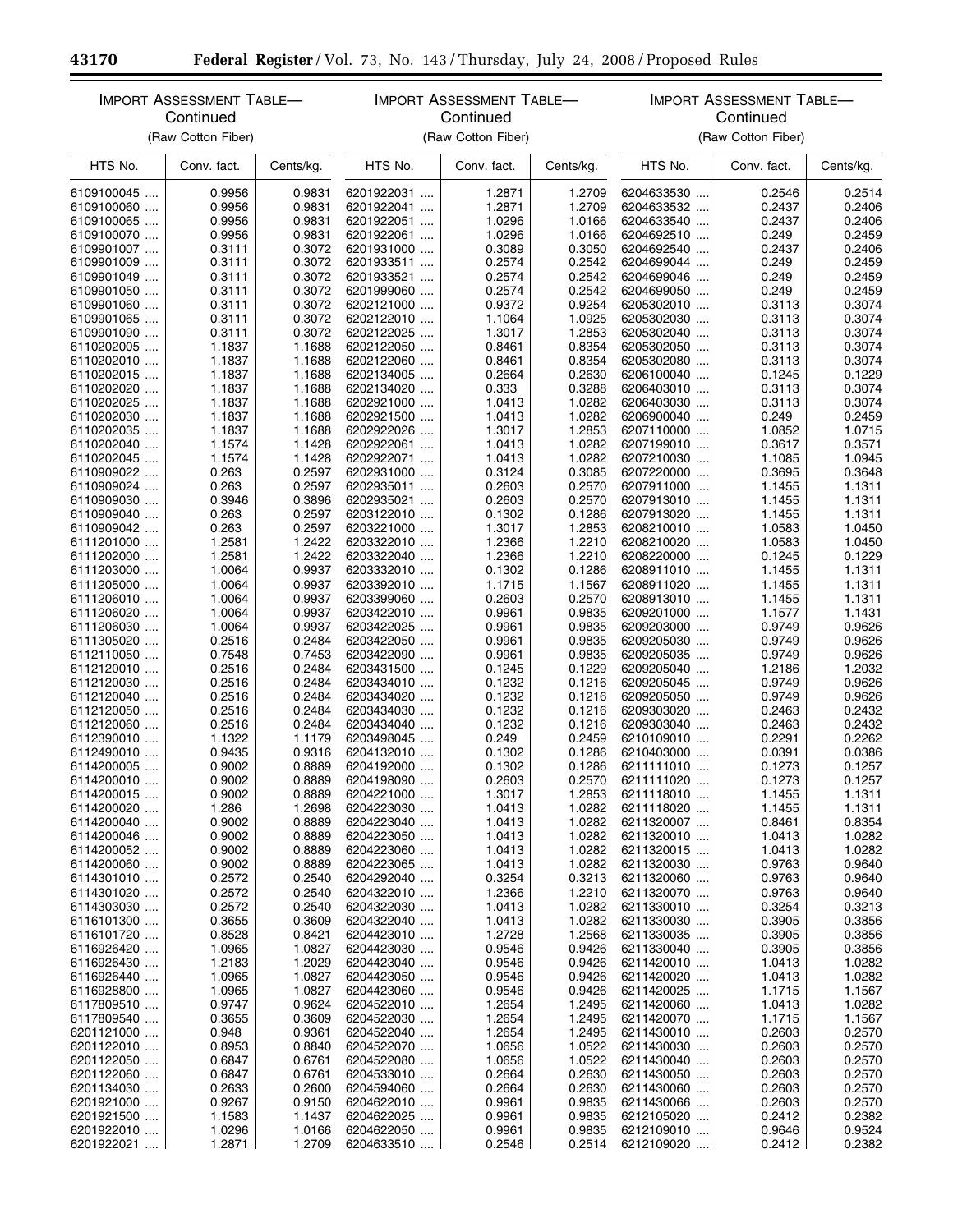IMPORT ASSESSMENT TABLE—Continued

(Raw Cotton Fiber)

| HTS No. | Conv. fact. | Cents/kg. |
| --- | --- | --- |
| 6109100045 .... | 0.9956 | 0.9831 |
| 6109100060 .... | 0.9956 | 0.9831 |
| 6109100065 .... | 0.9956 | 0.9831 |
| 6109100070 .... | 0.9956 | 0.9831 |
| 6109901007 .... | 0.3111 | 0.3072 |
| 6109901009 .... | 0.3111 | 0.3072 |
| 6109901049 .... | 0.3111 | 0.3072 |
| 6109901050 .... | 0.3111 | 0.3072 |
| 6109901060 .... | 0.3111 | 0.3072 |
| 6109901065 .... | 0.3111 | 0.3072 |
| 6109901090 .... | 0.3111 | 0.3072 |
| 6110202005 .... | 1.1837 | 1.1688 |
| 6110202010 .... | 1.1837 | 1.1688 |
| 6110202015 .... | 1.1837 | 1.1688 |
| 6110202020 .... | 1.1837 | 1.1688 |
| 6110202025 .... | 1.1837 | 1.1688 |
| 6110202030 .... | 1.1837 | 1.1688 |
| 6110202035 .... | 1.1837 | 1.1688 |
| 6110202040 .... | 1.1574 | 1.1428 |
| 6110202045 .... | 1.1574 | 1.1428 |
| 6110909022 .... | 0.263 | 0.2597 |
| 6110909024 .... | 0.263 | 0.2597 |
| 6110909030 .... | 0.3946 | 0.3896 |
| 6110909040 .... | 0.263 | 0.2597 |
| 6110909042 .... | 0.263 | 0.2597 |
| 6111201000 .... | 1.2581 | 1.2422 |
| 6111202000 .... | 1.2581 | 1.2422 |
| 6111203000 .... | 1.0064 | 0.9937 |
| 6111205000 .... | 1.0064 | 0.9937 |
| 6111206010 .... | 1.0064 | 0.9937 |
| 6111206020 .... | 1.0064 | 0.9937 |
| 6111206030 .... | 1.0064 | 0.9937 |
| 6111305020 .... | 0.2516 | 0.2484 |
| 6112110050 .... | 0.7548 | 0.7453 |
| 6112120010 .... | 0.2516 | 0.2484 |
| 6112120030 .... | 0.2516 | 0.2484 |
| 6112120040 .... | 0.2516 | 0.2484 |
| 6112120050 .... | 0.2516 | 0.2484 |
| 6112120060 .... | 0.2516 | 0.2484 |
| 6112390010 .... | 1.1322 | 1.1179 |
| 6112490010 .... | 0.9435 | 0.9316 |
| 6114200005 .... | 0.9002 | 0.8889 |
| 6114200010 .... | 0.9002 | 0.8889 |
| 6114200015 .... | 0.9002 | 0.8889 |
| 6114200020 .... | 1.286 | 1.2698 |
| 6114200040 .... | 0.9002 | 0.8889 |
| 6114200046 .... | 0.9002 | 0.8889 |
| 6114200052 .... | 0.9002 | 0.8889 |
| 6114200060 .... | 0.9002 | 0.8889 |
| 6114301010 .... | 0.2572 | 0.2540 |
| 6114301020 .... | 0.2572 | 0.2540 |
| 6114303030 .... | 0.2572 | 0.2540 |
| 6116101300 .... | 0.3655 | 0.3609 |
| 6116101720 .... | 0.8528 | 0.8421 |
| 6116926420 .... | 1.0965 | 1.0827 |
| 6116926430 .... | 1.2183 | 1.2029 |
| 6116926440 .... | 1.0965 | 1.0827 |
| 6116928800 .... | 1.0965 | 1.0827 |
| 6117809510 .... | 0.9747 | 0.9624 |
| 6117809540 .... | 0.3655 | 0.3609 |
| 6201121000 .... | 0.948 | 0.9361 |
| 6201122010 .... | 0.8953 | 0.8840 |
| 6201122050 .... | 0.6847 | 0.6761 |
| 6201122060 .... | 0.6847 | 0.6761 |
| 6201134030 .... | 0.2633 | 0.2600 |
| 6201921000 .... | 0.9267 | 0.9150 |
| 6201921500 .... | 1.1583 | 1.1437 |
| 6201922010 .... | 1.0296 | 1.0166 |
| 6201922021 .... | 1.2871 | 1.2709 |
| 6201922031 .... | 1.2871 | 1.2709 |
| 6201922041 .... | 1.2871 | 1.2709 |
| 6201922051 .... | 1.0296 | 1.0166 |
| 6201922061 .... | 1.0296 | 1.0166 |
| 6201931000 .... | 0.3089 | 0.3050 |
| 6201933511 .... | 0.2574 | 0.2542 |
| 6201933521 .... | 0.2574 | 0.2542 |
| 6201999060 .... | 0.2574 | 0.2542 |
| 6202121000 .... | 0.9372 | 0.9254 |
| 6202122010 .... | 1.1064 | 1.0925 |
| 6202122025 .... | 1.3017 | 1.2853 |
| 6202122050 .... | 0.8461 | 0.8354 |
| 6202122060 .... | 0.8461 | 0.8354 |
| 6202134005 .... | 0.2664 | 0.2630 |
| 6202134020 .... | 0.333 | 0.3288 |
| 6202921000 .... | 1.0413 | 1.0282 |
| 6202921500 .... | 1.0413 | 1.0282 |
| 6202922026 .... | 1.3017 | 1.2853 |
| 6202922061 .... | 1.0413 | 1.0282 |
| 6202922071 .... | 1.0413 | 1.0282 |
| 6202931000 .... | 0.3124 | 0.3085 |
| 6202935011 .... | 0.2603 | 0.2570 |
| 6202935021 .... | 0.2603 | 0.2570 |
| 6203122010 .... | 0.1302 | 0.1286 |
| 6203221000 .... | 1.3017 | 1.2853 |
| 6203322010 .... | 1.2366 | 1.2210 |
| 6203322040 .... | 1.2366 | 1.2210 |
| 6203332010 .... | 0.1302 | 0.1286 |
| 6203392010 .... | 1.1715 | 1.1567 |
| 6203399060 .... | 0.2603 | 0.2570 |
| 6203422010 .... | 0.9961 | 0.9835 |
| 6203422025 .... | 0.9961 | 0.9835 |
| 6203422050 .... | 0.9961 | 0.9835 |
| 6203422090 .... | 0.9961 | 0.9835 |
| 6203431500 .... | 0.1245 | 0.1229 |
| 6203434010 .... | 0.1232 | 0.1216 |
| 6203434020 .... | 0.1232 | 0.1216 |
| 6203434030 .... | 0.1232 | 0.1216 |
| 6203434040 .... | 0.1232 | 0.1216 |
| 6203498045 .... | 0.249 | 0.2459 |
| 6204132010 .... | 0.1302 | 0.1286 |
| 6204192000 .... | 0.1302 | 0.1286 |
| 6204198090 .... | 0.2603 | 0.2570 |
| 6204221000 .... | 1.3017 | 1.2853 |
| 6204223030 .... | 1.0413 | 1.0282 |
| 6204223040 .... | 1.0413 | 1.0282 |
| 6204223050 .... | 1.0413 | 1.0282 |
| 6204223060 .... | 1.0413 | 1.0282 |
| 6204223065 .... | 1.0413 | 1.0282 |
| 6204292040 .... | 0.3254 | 0.3213 |
| 6204322010 .... | 1.2366 | 1.2210 |
| 6204322030 .... | 1.0413 | 1.0282 |
| 6204322040 .... | 1.0413 | 1.0282 |
| 6204423010 .... | 1.2728 | 1.2568 |
| 6204423030 .... | 0.9546 | 0.9426 |
| 6204423040 .... | 0.9546 | 0.9426 |
| 6204423050 .... | 0.9546 | 0.9426 |
| 6204423060 .... | 0.9546 | 0.9426 |
| 6204522010 .... | 1.2654 | 1.2495 |
| 6204522030 .... | 1.2654 | 1.2495 |
| 6204522040 .... | 1.2654 | 1.2495 |
| 6204522070 .... | 1.0656 | 1.0522 |
| 6204522080 .... | 1.0656 | 1.0522 |
| 6204533010 .... | 0.2664 | 0.2630 |
| 6204594060 .... | 0.2664 | 0.2630 |
| 6204622010 .... | 0.9961 | 0.9835 |
| 6204622025 .... | 0.9961 | 0.9835 |
| 6204622050 .... | 0.9961 | 0.9835 |
| 6204633510 .... | 0.2546 | 0.2514 |
| 6204633530 .... | 0.2546 | 0.2514 |
| 6204633532 .... | 0.2437 | 0.2406 |
| 6204633540 .... | 0.2437 | 0.2406 |
| 6204692510 .... | 0.249 | 0.2459 |
| 6204692540 .... | 0.2437 | 0.2406 |
| 6204699044 .... | 0.249 | 0.2459 |
| 6204699046 .... | 0.249 | 0.2459 |
| 6204699050 .... | 0.249 | 0.2459 |
| 6205302010 .... | 0.3113 | 0.3074 |
| 6205302030 .... | 0.3113 | 0.3074 |
| 6205302040 .... | 0.3113 | 0.3074 |
| 6205302050 .... | 0.3113 | 0.3074 |
| 6205302080 .... | 0.3113 | 0.3074 |
| 6206100040 .... | 0.1245 | 0.1229 |
| 6206403010 .... | 0.3113 | 0.3074 |
| 6206403030 .... | 0.3113 | 0.3074 |
| 6206900040 .... | 0.249 | 0.2459 |
| 6207110000 .... | 1.0852 | 1.0715 |
| 6207199010 .... | 0.3617 | 0.3571 |
| 6207210030 .... | 1.1085 | 1.0945 |
| 6207220000 .... | 0.3695 | 0.3648 |
| 6207911000 .... | 1.1455 | 1.1311 |
| 6207913010 .... | 1.1455 | 1.1311 |
| 6207913020 .... | 1.1455 | 1.1311 |
| 6208210010 .... | 1.0583 | 1.0450 |
| 6208210020 .... | 1.0583 | 1.0450 |
| 6208220000 .... | 0.1245 | 0.1229 |
| 6208911010 .... | 1.1455 | 1.1311 |
| 6208911020 .... | 1.1455 | 1.1311 |
| 6208913010 .... | 1.1455 | 1.1311 |
| 6209201000 .... | 1.1577 | 1.1431 |
| 6209203000 .... | 0.9749 | 0.9626 |
| 6209205030 .... | 0.9749 | 0.9626 |
| 6209205035 .... | 0.9749 | 0.9626 |
| 6209205040 .... | 1.2186 | 1.2032 |
| 6209205045 .... | 0.9749 | 0.9626 |
| 6209205050 .... | 0.9749 | 0.9626 |
| 6209303020 .... | 0.2463 | 0.2432 |
| 6209303040 .... | 0.2463 | 0.2432 |
| 6210109010 .... | 0.2291 | 0.2262 |
| 6210403000 .... | 0.0391 | 0.0386 |
| 6211111010 .... | 0.1273 | 0.1257 |
| 6211111020 .... | 0.1273 | 0.1257 |
| 6211118010 .... | 1.1455 | 1.1311 |
| 6211118020 .... | 1.1455 | 1.1311 |
| 6211320007 .... | 0.8461 | 0.8354 |
| 6211320010 .... | 1.0413 | 1.0282 |
| 6211320015 .... | 1.0413 | 1.0282 |
| 6211320030 .... | 0.9763 | 0.9640 |
| 6211320060 .... | 0.9763 | 0.9640 |
| 6211320070 .... | 0.9763 | 0.9640 |
| 6211330010 .... | 0.3254 | 0.3213 |
| 6211330030 .... | 0.3905 | 0.3856 |
| 6211330035 .... | 0.3905 | 0.3856 |
| 6211330040 .... | 0.3905 | 0.3856 |
| 6211420010 .... | 1.0413 | 1.0282 |
| 6211420020 .... | 1.0413 | 1.0282 |
| 6211420025 .... | 1.1715 | 1.1567 |
| 6211420060 .... | 1.0413 | 1.0282 |
| 6211420070 .... | 1.1715 | 1.1567 |
| 6211430010 .... | 0.2603 | 0.2570 |
| 6211430030 .... | 0.2603 | 0.2570 |
| 6211430040 .... | 0.2603 | 0.2570 |
| 6211430050 .... | 0.2603 | 0.2570 |
| 6211430060 .... | 0.2603 | 0.2570 |
| 6211430066 .... | 0.2603 | 0.2570 |
| 6212105020 .... | 0.2412 | 0.2382 |
| 6212109010 .... | 0.9646 | 0.9524 |
| 6212109020 .... | 0.2412 | 0.2382 |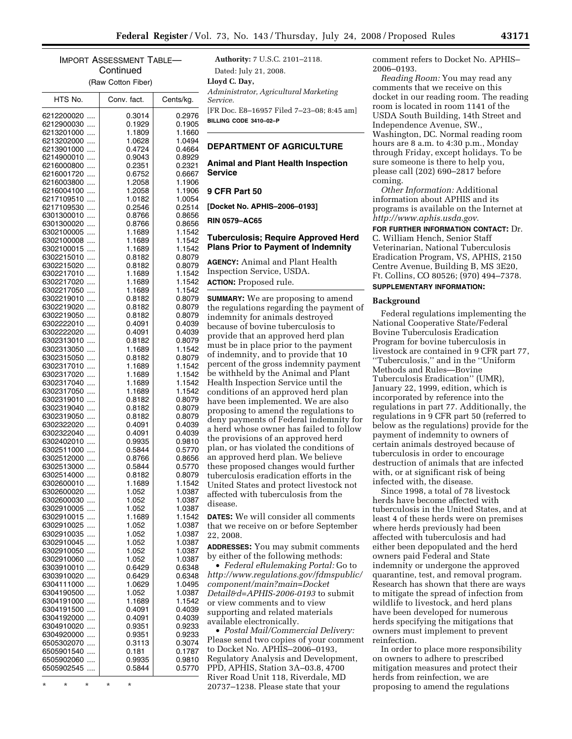IMPORT ASSESSMENT TABLE—Continued

(Raw Cotton Fiber)

| HTS No. | Conv. fact. | Cents/kg. |
|---|---|---|
| 6212200020 .... | 0.3014 | 0.2976 |
| 6212900030 .... | 0.1929 | 0.1905 |
| 6213201000 .... | 1.1809 | 1.1660 |
| 6213202000 .... | 1.0628 | 1.0494 |
| 6213901000 .... | 0.4724 | 0.4664 |
| 6214900010 .... | 0.9043 | 0.8929 |
| 6216000800 .... | 0.2351 | 0.2321 |
| 6216001720 .... | 0.6752 | 0.6667 |
| 6216003800 .... | 1.2058 | 1.1906 |
| 6216004100 .... | 1.2058 | 1.1906 |
| 6217109510 .... | 1.0182 | 1.0054 |
| 6217109530 .... | 0.2546 | 0.2514 |
| 6301300010 .... | 0.8766 | 0.8656 |
| 6301300020 .... | 0.8766 | 0.8656 |
| 6302100005 .... | 1.1689 | 1.1542 |
| 6302100008 .... | 1.1689 | 1.1542 |
| 6302100015 .... | 1.1689 | 1.1542 |
| 6302215010 .... | 0.8182 | 0.8079 |
| 6302215020 .... | 0.8182 | 0.8079 |
| 6302217010 .... | 1.1689 | 1.1542 |
| 6302217020 .... | 1.1689 | 1.1542 |
| 6302217050 .... | 1.1689 | 1.1542 |
| 6302219010 .... | 0.8182 | 0.8079 |
| 6302219020 .... | 0.8182 | 0.8079 |
| 6302219050 .... | 0.8182 | 0.8079 |
| 6302222010 .... | 0.4091 | 0.4039 |
| 6302222020 .... | 0.4091 | 0.4039 |
| 6302313010 .... | 0.8182 | 0.8079 |
| 6302313050 .... | 1.1689 | 1.1542 |
| 6302315050 .... | 0.8182 | 0.8079 |
| 6302317010 .... | 1.1689 | 1.1542 |
| 6302317020 .... | 1.1689 | 1.1542 |
| 6302317040 .... | 1.1689 | 1.1542 |
| 6302317050 .... | 1.1689 | 1.1542 |
| 6302319010 .... | 0.8182 | 0.8079 |
| 6302319040 .... | 0.8182 | 0.8079 |
| 6302319050 .... | 0.8182 | 0.8079 |
| 6302322020 .... | 0.4091 | 0.4039 |
| 6302322040 .... | 0.4091 | 0.4039 |
| 6302402010 .... | 0.9935 | 0.9810 |
| 6302511000 .... | 0.5844 | 0.5770 |
| 6302512000 .... | 0.8766 | 0.8656 |
| 6302513000 .... | 0.5844 | 0.5770 |
| 6302514000 .... | 0.8182 | 0.8079 |
| 6302600010 .... | 1.1689 | 1.1542 |
| 6302600020 .... | 1.052 | 1.0387 |
| 6302600030 .... | 1.052 | 1.0387 |
| 6302910005 .... | 1.052 | 1.0387 |
| 6302910015 .... | 1.1689 | 1.1542 |
| 6302910025 .... | 1.052 | 1.0387 |
| 6302910035 .... | 1.052 | 1.0387 |
| 6302910045 .... | 1.052 | 1.0387 |
| 6302910050 .... | 1.052 | 1.0387 |
| 6302910060 .... | 1.052 | 1.0387 |
| 6303910010 .... | 0.6429 | 0.6348 |
| 6303910020 .... | 0.6429 | 0.6348 |
| 6304111000 .... | 1.0629 | 1.0495 |
| 6304190500 .... | 1.052 | 1.0387 |
| 6304191000 .... | 1.1689 | 1.1542 |
| 6304191500 .... | 0.4091 | 0.4039 |
| 6304192000 .... | 0.4091 | 0.4039 |
| 6304910020 .... | 0.9351 | 0.9233 |
| 6304920000 .... | 0.9351 | 0.9233 |
| 6505302070 .... | 0.3113 | 0.3074 |
| 6505901540 .... | 0.181 | 0.1787 |
| 6505902060 .... | 0.9935 | 0.9810 |
| 6505902545 .... | 0.5844 | 0.5770 |

* * * * *

**Authority:** 7 U.S.C. 2101–2118.

Dated: July 21, 2008.

**Lloyd C. Day,**

*Administrator, Agricultural Marketing Service.*

[FR Doc. E8–16957 Filed 7–23–08; 8:45 am]

**BILLING CODE 3410–02–P**

---

## DEPARTMENT OF AGRICULTURE

## Animal and Plant Health Inspection Service

## 9 CFR Part 50

**[Docket No. APHIS–2006–0193]**

**RIN 0579–AC65**

## Tuberculosis; Require Approved Herd Plans Prior to Payment of Indemnity

**AGENCY:** Animal and Plant Health Inspection Service, USDA.

**ACTION:** Proposed rule.

**SUMMARY:** We are proposing to amend the regulations regarding the payment of indemnity for animals destroyed because of bovine tuberculosis to provide that an approved herd plan must be in place prior to the payment of indemnity, and to provide that 10 percent of the gross indemnity payment be withheld by the Animal and Plant Health Inspection Service until the conditions of an approved herd plan have been implemented. We are also proposing to amend the regulations to deny payments of Federal indemnity for a herd whose owner has failed to follow the provisions of an approved herd plan, or has violated the conditions of an approved herd plan. We believe these proposed changes would further tuberculosis eradication efforts in the United States and protect livestock not affected with tuberculosis from the disease.

**DATES:** We will consider all comments that we receive on or before September 22, 2008.

**ADDRESSES:** You may submit comments by either of the following methods:

- *Federal eRulemaking Portal:* Go to *http://www.regulations.gov/fdmspublic/component/main?main=DocketDetail&d=APHIS-2006-0193* to submit or view comments and to view supporting and related materials available electronically.
- *Postal Mail/Commercial Delivery:* Please send two copies of your comment to Docket No. APHIS–2006–0193, Regulatory Analysis and Development, PPD, APHIS, Station 3A–03.8, 4700 River Road Unit 118, Riverdale, MD 20737–1238. Please state that your comment refers to Docket No. APHIS–2006–0193.

*Reading Room:* You may read any comments that we receive on this docket in our reading room. The reading room is located in room 1141 of the USDA South Building, 14th Street and Independence Avenue, SW., Washington, DC. Normal reading room hours are 8 a.m. to 4:30 p.m., Monday through Friday, except holidays. To be sure someone is there to help you, please call (202) 690–2817 before coming.

*Other Information:* Additional information about APHIS and its programs is available on the Internet at *http://www.aphis.usda.gov.*

**FOR FURTHER INFORMATION CONTACT:** Dr. C. William Hench, Senior Staff Veterinarian, National Tuberculosis Eradication Program, VS, APHIS, 2150 Centre Avenue, Building B, MS 3E20, Ft. Collins, CO 80526; (970) 494–7378.

**SUPPLEMENTARY INFORMATION:**

### Background

Federal regulations implementing the National Cooperative State/Federal Bovine Tuberculosis Eradication Program for bovine tuberculosis in livestock are contained in 9 CFR part 77, "Tuberculosis," and in the "Uniform Methods and Rules—Bovine Tuberculosis Eradication" (UMR), January 22, 1999, edition, which is incorporated by reference into the regulations in part 77. Additionally, the regulations in 9 CFR part 50 (referred to below as the regulations) provide for the payment of indemnity to owners of certain animals destroyed because of tuberculosis in order to encourage destruction of animals that are infected with, or at significant risk of being infected with, the disease.

Since 1998, a total of 78 livestock herds have become affected with tuberculosis in the United States, and at least 4 of these herds were on premises where herds previously had been affected with tuberculosis and had either been depopulated and the herd owners paid Federal and State indemnity or undergone the approved quarantine, test, and removal program. Research has shown that there are ways to mitigate the spread of infection from wildlife to livestock, and herd plans have been developed for numerous herds specifying the mitigations that owners must implement to prevent reinfection.

In order to place more responsibility on owners to adhere to prescribed mitigation measures and protect their herds from reinfection, we are proposing to amend the regulations